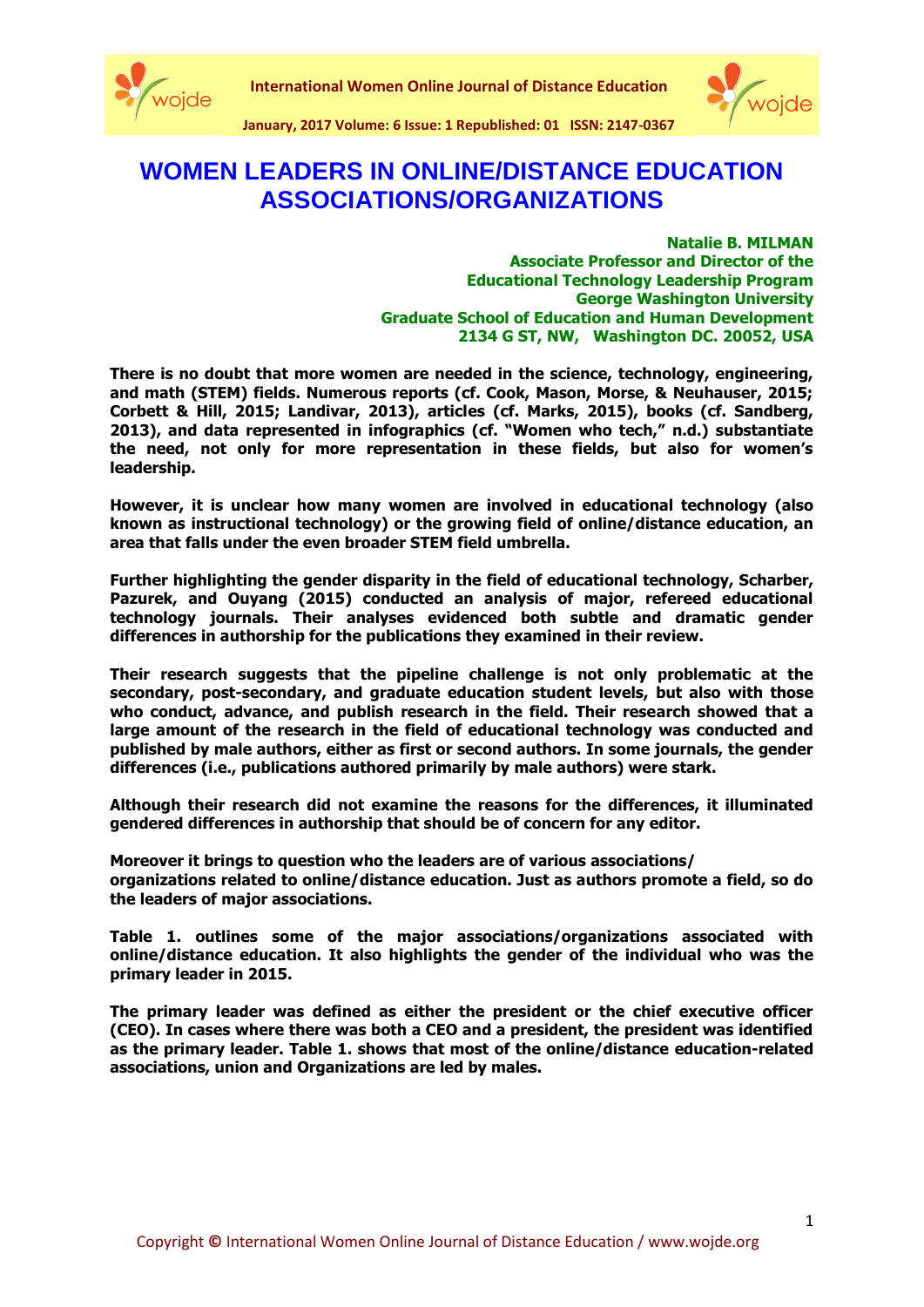# WOMEN LEADERS IN ONLINE/DISTANCE EDUCATION ASSOCIATIONS/ORGANIZATIONS

**Natalie B. MILMAN**
**Associate Professor and Director of the Educational Technology Leadership Program**
**George Washington University**
**Graduate School of Education and Human Development**
**2134 G ST, NW, Washington DC. 20052, USA**

**There is no doubt that more women are needed in the science, technology, engineering, and math (STEM) fields. Numerous reports (cf. Cook, Mason, Morse, & Neuhauser, 2015; Corbett & Hill, 2015; Landivar, 2013), articles (cf. Marks, 2015), books (cf. Sandberg, 2013), and data represented in infographics (cf. "Women who tech," n.d.) substantiate the need, not only for more representation in these fields, but also for women's leadership.**

**However, it is unclear how many women are involved in educational technology (also known as instructional technology) or the growing field of online/distance education, an area that falls under the even broader STEM field umbrella.**

**Further highlighting the gender disparity in the field of educational technology, Scharber, Pazurek, and Ouyang (2015) conducted an analysis of major, refereed educational technology journals. Their analyses evidenced both subtle and dramatic gender differences in authorship for the publications they examined in their review.**

**Their research suggests that the pipeline challenge is not only problematic at the secondary, post-secondary, and graduate education student levels, but also with those who conduct, advance, and publish research in the field. Their research showed that a large amount of the research in the field of educational technology was conducted and published by male authors, either as first or second authors. In some journals, the gender differences (i.e., publications authored primarily by male authors) were stark.**

**Although their research did not examine the reasons for the differences, it illuminated gendered differences in authorship that should be of concern for any editor.**

**Moreover it brings to question who the leaders are of various associations/ organizations related to online/distance education. Just as authors promote a field, so do the leaders of major associations.**

**Table 1. outlines some of the major associations/organizations associated with online/distance education. It also highlights the gender of the individual who was the primary leader in 2015.**

**The primary leader was defined as either the president or the chief executive officer (CEO). In cases where there was both a CEO and a president, the president was identified as the primary leader. Table 1. shows that most of the online/distance education-related associations, union and Organizations are led by males.**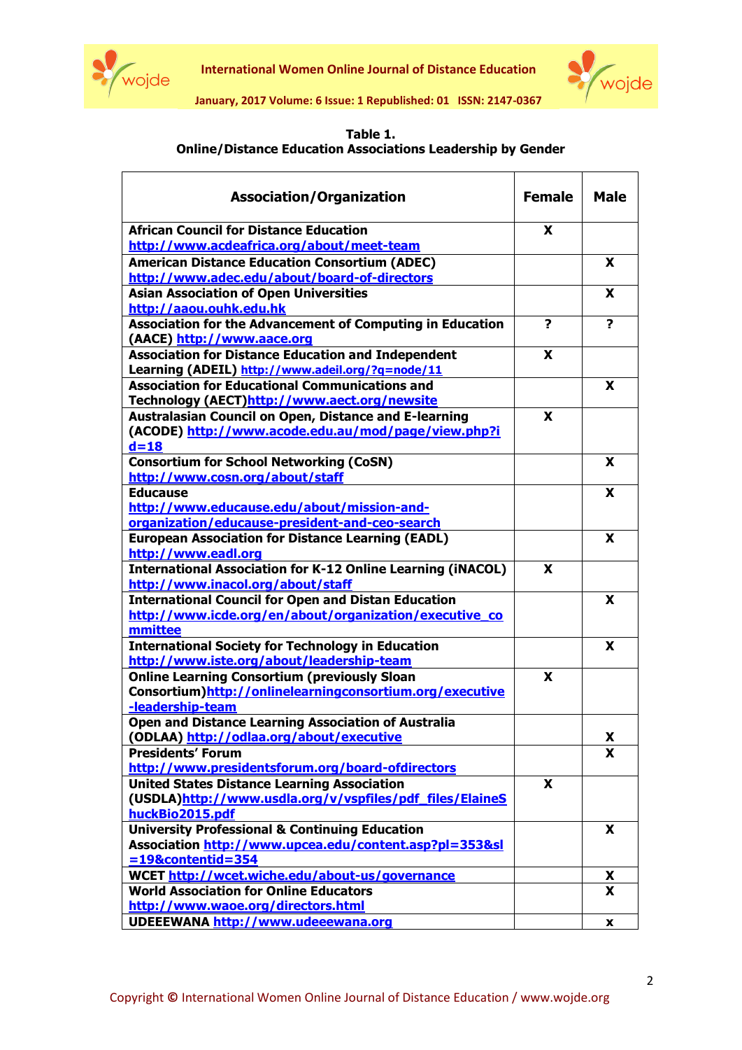**Table 1.**
**Online/Distance Education Associations Leadership by Gender**

| Association/Organization | Female | Male |
|---|---|---|
| **African Council for Distance Education** http://www.acdeafrica.org/about/meet-team | X | |
| **American Distance Education Consortium (ADEC)** http://www.adec.edu/about/board-of-directors | | X |
| **Asian Association of Open Universities** http://aaou.ouhk.edu.hk | | X |
| **Association for the Advancement of Computing in Education (AACE)** http://www.aace.org | ? | ? |
| **Association for Distance Education and Independent Learning (ADEIL)** http://www.adeil.org/?q=node/11 | X | |
| **Association for Educational Communications and Technology (AECT)** http://www.aect.org/newsite | | X |
| **Australasian Council on Open, Distance and E-learning (ACODE)** http://www.acode.edu.au/mod/page/view.php?id=18 | X | |
| **Consortium for School Networking (CoSN)** http://www.cosn.org/about/staff | | X |
| **Educause** http://www.educause.edu/about/mission-and-organization/educause-president-and-ceo-search | | X |
| **European Association for Distance Learning (EADL)** http://www.eadl.org | | X |
| **International Association for K-12 Online Learning (iNACOL)** http://www.inacol.org/about/staff | X | |
| **International Council for Open and Distan Education** http://www.icde.org/en/about/organization/executive_committee | | X |
| **International Society for Technology in Education** http://www.iste.org/about/leadership-team | | X |
| **Online Learning Consortium (previously Sloan Consortium)** http://onlinelearningconsortium.org/executive-leadership-team | X | |
| **Open and Distance Learning Association of Australia (ODLAA)** http://odlaa.org/about/executive | | X |
| **Presidents' Forum** http://www.presidentsforum.org/board-ofdirectors | | X |
| **United States Distance Learning Association (USDLA)** http://www.usdla.org/v/vspfiles/pdf_files/ElaineShuckBio2015.pdf | X | |
| **University Professional & Continuing Education Association** http://www.upcea.edu/content.asp?pl=353&sl=19&contentid=354 | | X |
| **WCET** http://wcet.wiche.edu/about-us/governance | | X |
| **World Association for Online Educators** http://www.waoe.org/directors.html | | X |
| **UDEEEWANA** http://www.udeeewana.org | | x |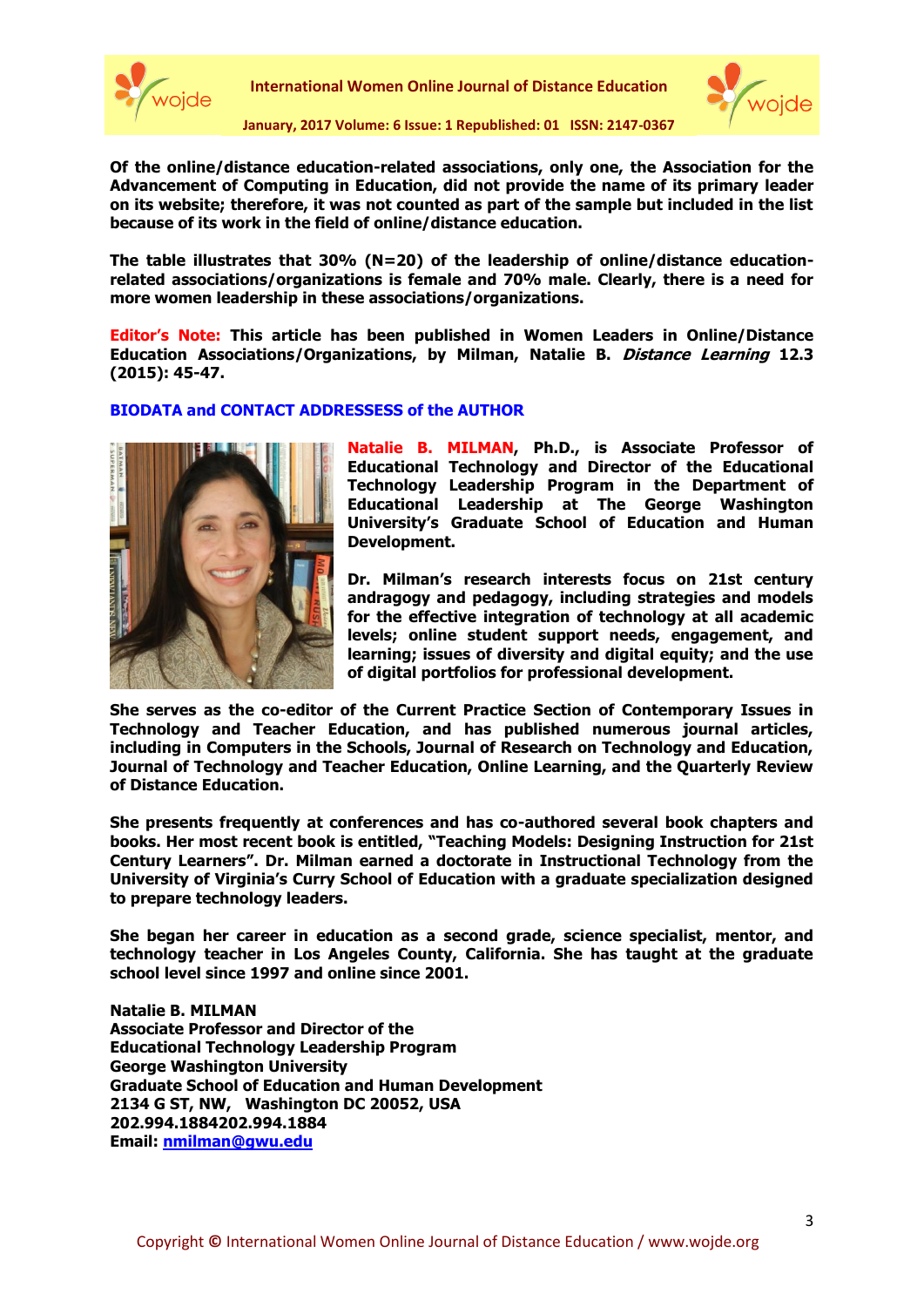**Of the online/distance education-related associations, only one, the Association for the Advancement of Computing in Education, did not provide the name of its primary leader on its website; therefore, it was not counted as part of the sample but included in the list because of its work in the field of online/distance education.**

**The table illustrates that 30% (N=20) of the leadership of online/distance education-related associations/organizations is female and 70% male. Clearly, there is a need for more women leadership in these associations/organizations.**

**Editor's Note: This article has been published in Women Leaders in Online/Distance Education Associations/Organizations, by Milman, Natalie B. *Distance Learning* 12.3 (2015): 45-47.**

## BIODATA and CONTACT ADDRESSESS of the AUTHOR

**Natalie B. MILMAN, Ph.D., is Associate Professor of Educational Technology and Director of the Educational Technology Leadership Program in the Department of Educational Leadership at The George Washington University's Graduate School of Education and Human Development.**

**Dr. Milman's research interests focus on 21st century andragogy and pedagogy, including strategies and models for the effective integration of technology at all academic levels; online student support needs, engagement, and learning; issues of diversity and digital equity; and the use of digital portfolios for professional development.**

**She serves as the co-editor of the Current Practice Section of Contemporary Issues in Technology and Teacher Education, and has published numerous journal articles, including in Computers in the Schools, Journal of Research on Technology and Education, Journal of Technology and Teacher Education, Online Learning, and the Quarterly Review of Distance Education.**

**She presents frequently at conferences and has co-authored several book chapters and books. Her most recent book is entitled, "Teaching Models: Designing Instruction for 21st Century Learners". Dr. Milman earned a doctorate in Instructional Technology from the University of Virginia's Curry School of Education with a graduate specialization designed to prepare technology leaders.**

**She began her career in education as a second grade, science specialist, mentor, and technology teacher in Los Angeles County, California. She has taught at the graduate school level since 1997 and online since 2001.**

**Natalie B. MILMAN**
**Associate Professor and Director of the**
**Educational Technology Leadership Program**
**George Washington University**
**Graduate School of Education and Human Development**
**2134 G ST, NW, Washington DC 20052, USA**
**202.994.1884202.994.1884**
**Email: nmilman@gwu.edu**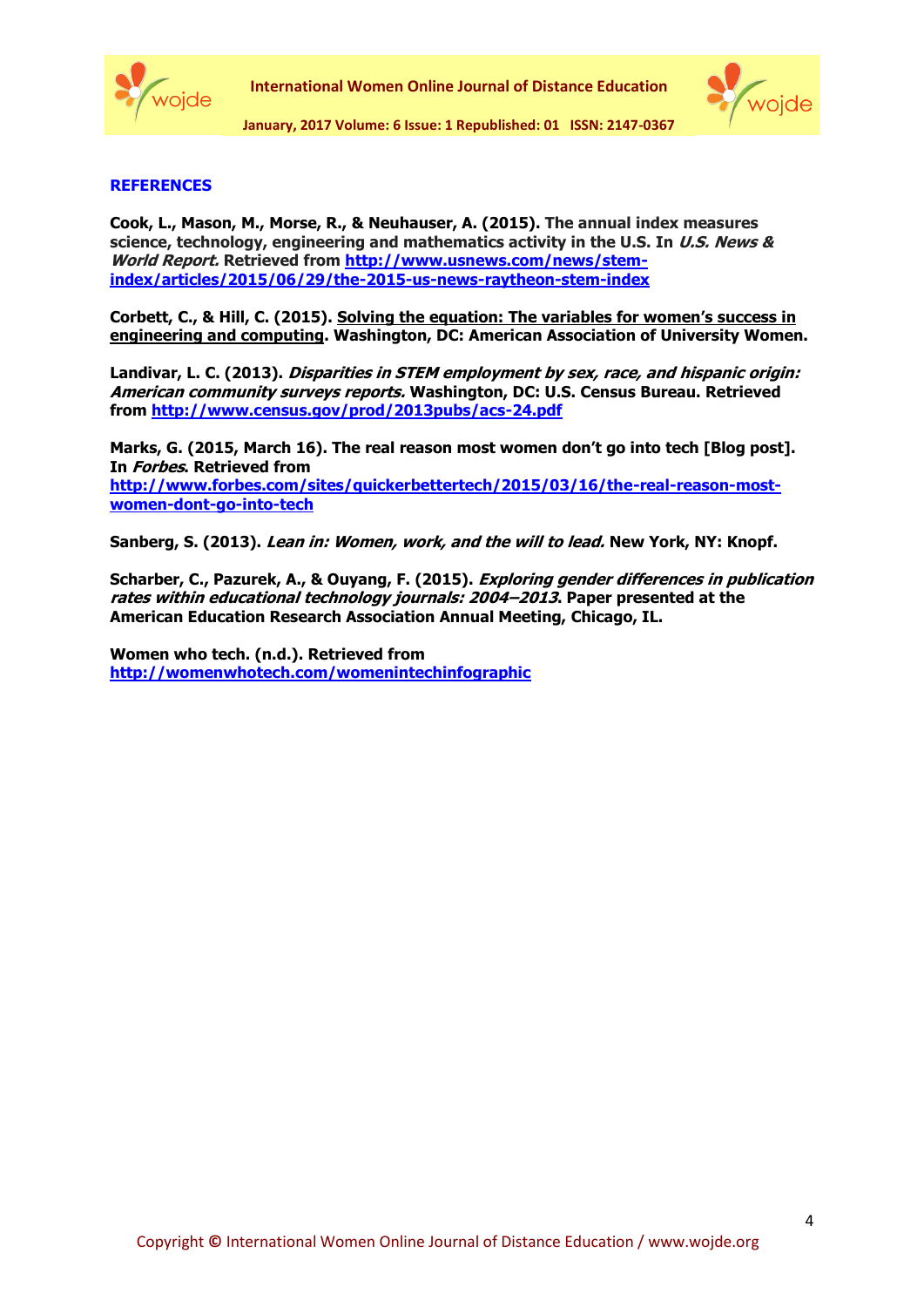## REFERENCES

**Cook, L., Mason, M., Morse, R., & Neuhauser, A. (2015). The annual index measures science, technology, engineering and mathematics activity in the U.S. In *U.S. News & World Report.* Retrieved from http://www.usnews.com/news/stem-index/articles/2015/06/29/the-2015-us-news-raytheon-stem-index**

**Corbett, C., & Hill, C. (2015). Solving the equation: The variables for women's success in engineering and computing. Washington, DC: American Association of University Women.**

**Landivar, L. C. (2013). *Disparities in STEM employment by sex, race, and hispanic origin: American community surveys reports.* Washington, DC: U.S. Census Bureau. Retrieved from http://www.census.gov/prod/2013pubs/acs-24.pdf**

**Marks, G. (2015, March 16). The real reason most women don't go into tech [Blog post]. In *Forbes*. Retrieved from http://www.forbes.com/sites/quickerbettertech/2015/03/16/the-real-reason-most-women-dont-go-into-tech**

**Sanberg, S. (2013). *Lean in: Women, work, and the will to lead.* New York, NY: Knopf.**

**Scharber, C., Pazurek, A., & Ouyang, F. (2015). *Exploring gender differences in publication rates within educational technology journals: 2004–2013*. Paper presented at the American Education Research Association Annual Meeting, Chicago, IL.**

**Women who tech. (n.d.). Retrieved from http://womenwhotech.com/womenintechinfographic**